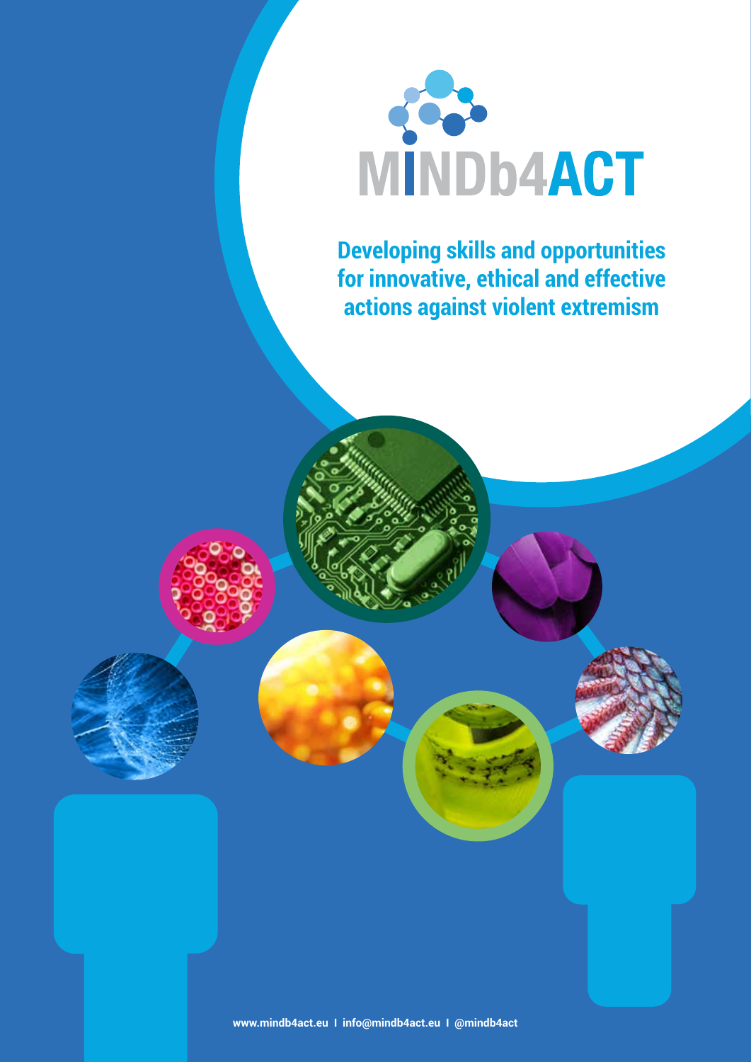# MINDb4ACT

**Developing skills and opportunities for innovative, ethical and effective actions against violent extremism**

www.mindb4act.eu I info@mindb4act.eu I @mindb4act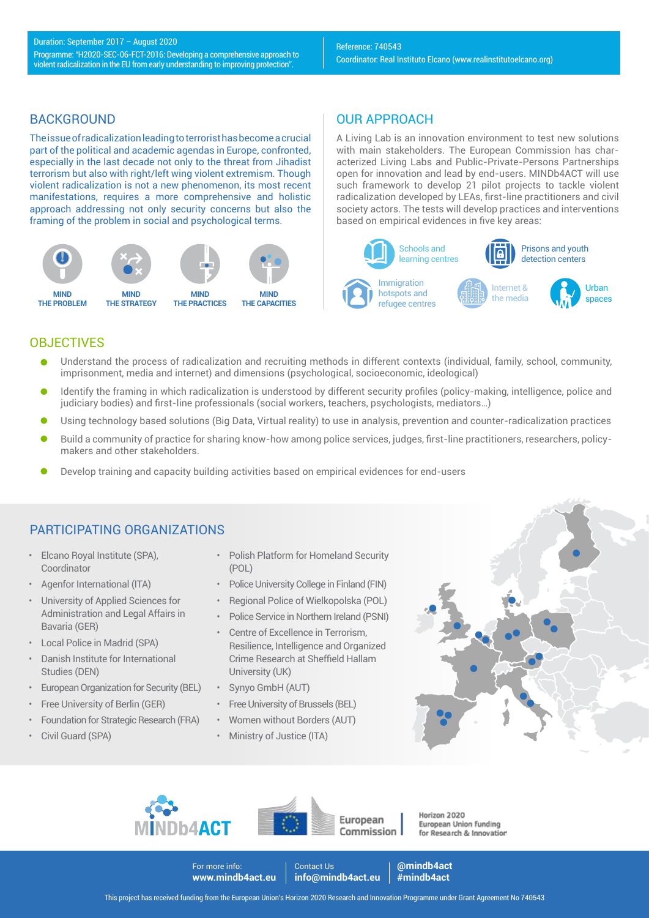Duration: September 2017 – August 2020

Programme: "H2020-SEC-06-FCT-2016: Developing a comprehensive approach to violent radicalization in the EU from early understanding to improving protection".

Reference: 740543

Coordinator: Real Instituto Elcano (www.realinstitutoelcano.org)

## BACKGROUND

The issue of radicalization leading to terrorist has become a crucial part of the political and academic agendas in Europe, confronted, especially in the last decade not only to the threat from Jihadist terrorism but also with right/left wing violent extremism. Though violent radicalization is not a new phenomenon, its most recent manifestations, requires a more comprehensive and holistic approach addressing not only security concerns but also the framing of the problem in social and psychological terms.

MIND THE PROBLEM

MIND THE STRATEGY

MIND THE PRACTICES

MIND THE CAPACITIES

## OUR APPROACH

A Living Lab is an innovation environment to test new solutions with main stakeholders. The European Commission has characterized Living Labs and Public-Private-Persons Partnerships open for innovation and lead by end-users. MINDb4ACT will use such framework to develop 21 pilot projects to tackle violent radicalization developed by LEAs, first-line practitioners and civil society actors. The tests will develop practices and interventions based on empirical evidences in five key areas:

Schools and learning centres

Prisons and youth detection centers

Immigration hotspots and refugee centres

Internet & the media

Urban spaces

## OBJECTIVES

- Understand the process of radicalization and recruiting methods in different contexts (individual, family, school, community, imprisonment, media and internet) and dimensions (psychological, socioeconomic, ideological)
- Identify the framing in which radicalization is understood by different security profiles (policy-making, intelligence, police and judiciary bodies) and first-line professionals (social workers, teachers, psychologists, mediators…)
- Using technology based solutions (Big Data, Virtual reality) to use in analysis, prevention and counter-radicalization practices
- Build a community of practice for sharing know-how among police services, judges, first-line practitioners, researchers, policy-makers and other stakeholders.
- Develop training and capacity building activities based on empirical evidences for end-users

## PARTICIPATING ORGANIZATIONS

- Elcano Royal Institute (SPA), Coordinator
- Agenfor International (ITA)
- University of Applied Sciences for Administration and Legal Affairs in Bavaria (GER)
- Local Police in Madrid (SPA)
- Danish Institute for International Studies (DEN)
- European Organization for Security (BEL)
- Free University of Berlin (GER)
- Foundation for Strategic Research (FRA)
- Civil Guard (SPA)
- Polish Platform for Homeland Security (POL)
- Police University College in Finland (FIN)
- Regional Police of Wielkopolska (POL)
- Police Service in Northern Ireland (PSNI)
- Centre of Excellence in Terrorism, Resilience, Intelligence and Organized Crime Research at Sheffield Hallam University (UK)
- Synyo GmbH (AUT)
- Free University of Brussels (BEL)
- Women without Borders (AUT)
- Ministry of Justice (ITA)

MINDb4ACT

European Commission

Horizon 2020 European Union funding for Research & Innovation

For more info: www.mindb4act.eu | Contact Us info@mindb4act.eu | @mindb4act #mindb4act

This project has received funding from the European Union's Horizon 2020 Research and Innovation Programme under Grant Agreement No 740543